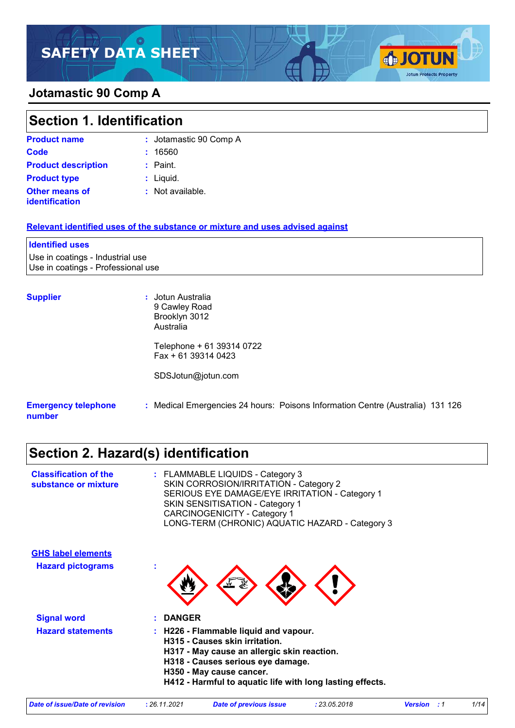# SAFETY DATA SHEET

## Jotamastic 90 Comp A

## Section 1. Identification

**Product name** : Jotamastic 90 Comp A

**Code** : 16560

**Product description** : Paint.

**Product type** : Liquid.

**Other means of identification** : Not available.

**Relevant identified uses of the substance or mixture and uses advised against**

| Identified uses |
|---|
| Use in coatings - Industrial use |
| Use in coatings - Professional use |

**Supplier** : Jotun Australia
9 Cawley Road
Brooklyn 3012
Australia

Telephone + 61 39314 0722
Fax + 61 39314 0423

SDSJotun@jotun.com

**Emergency telephone number** : Medical Emergencies 24 hours: Poisons Information Centre (Australia) 131 126

## Section 2. Hazard(s) identification

**Classification of the substance or mixture** : FLAMMABLE LIQUIDS - Category 3
SKIN CORROSION/IRRITATION - Category 2
SERIOUS EYE DAMAGE/EYE IRRITATION - Category 1
SKIN SENSITISATION - Category 1
CARCINOGENICITY - Category 1
LONG-TERM (CHRONIC) AQUATIC HAZARD - Category 3

**GHS label elements**

**Hazard pictograms** :

**Signal word** : **DANGER**

**Hazard statements** :
**H226 - Flammable liquid and vapour.**
**H315 - Causes skin irritation.**
**H317 - May cause an allergic skin reaction.**
**H318 - Causes serious eye damage.**
**H350 - May cause cancer.**
**H412 - Harmful to aquatic life with long lasting effects.**

*Date of issue/Date of revision : 26.11.2021 Date of previous issue : 23.05.2018 Version : 1*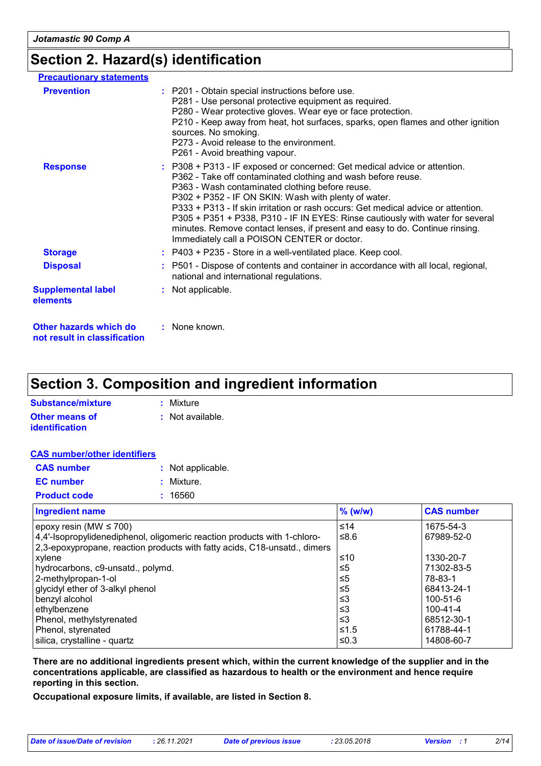## Section 2. Hazard(s) identification

### Precautionary statements

**Prevention** : P201 - Obtain special instructions before use.
P281 - Use personal protective equipment as required.
P280 - Wear protective gloves. Wear eye or face protection.
P210 - Keep away from heat, hot surfaces, sparks, open flames and other ignition sources. No smoking.
P273 - Avoid release to the environment.
P261 - Avoid breathing vapour.

**Response** : P308 + P313 - IF exposed or concerned: Get medical advice or attention.
P362 - Take off contaminated clothing and wash before reuse.
P363 - Wash contaminated clothing before reuse.
P302 + P352 - IF ON SKIN: Wash with plenty of water.
P333 + P313 - If skin irritation or rash occurs: Get medical advice or attention.
P305 + P351 + P338, P310 - IF IN EYES: Rinse cautiously with water for several minutes. Remove contact lenses, if present and easy to do. Continue rinsing. Immediately call a POISON CENTER or doctor.

**Storage** : P403 + P235 - Store in a well-ventilated place. Keep cool.

**Disposal** : P501 - Dispose of contents and container in accordance with all local, regional, national and international regulations.

**Supplemental label elements** : Not applicable.

**Other hazards which do not result in classification** : None known.

## Section 3. Composition and ingredient information

**Substance/mixture** : Mixture

**Other means of identification** : Not available.

### CAS number/other identifiers

**CAS number** : Not applicable.

**EC number** : Mixture.

**Product code** : 16560

| Ingredient name | % (w/w) | CAS number |
|---|---|---|
| epoxy resin (MW ≤ 700) | ≤14 | 1675-54-3 |
| 4,4'-Isopropylidenediphenol, oligomeric reaction products with 1-chloro-2,3-epoxypropane, reaction products with fatty acids, C18-unsatd., dimers | ≤8.6 | 67989-52-0 |
| xylene | ≤10 | 1330-20-7 |
| hydrocarbons, c9-unsatd., polymd. | ≤5 | 71302-83-5 |
| 2-methylpropan-1-ol | ≤5 | 78-83-1 |
| glycidyl ether of 3-alkyl phenol | ≤5 | 68413-24-1 |
| benzyl alcohol | ≤3 | 100-51-6 |
| ethylbenzene | ≤3 | 100-41-4 |
| Phenol, methylstyrenated | ≤3 | 68512-30-1 |
| Phenol, styrenated | ≤1.5 | 61788-44-1 |
| silica, crystalline - quartz | ≤0.3 | 14808-60-7 |

**There are no additional ingredients present which, within the current knowledge of the supplier and in the concentrations applicable, are classified as hazardous to health or the environment and hence require reporting in this section.**

**Occupational exposure limits, if available, are listed in Section 8.**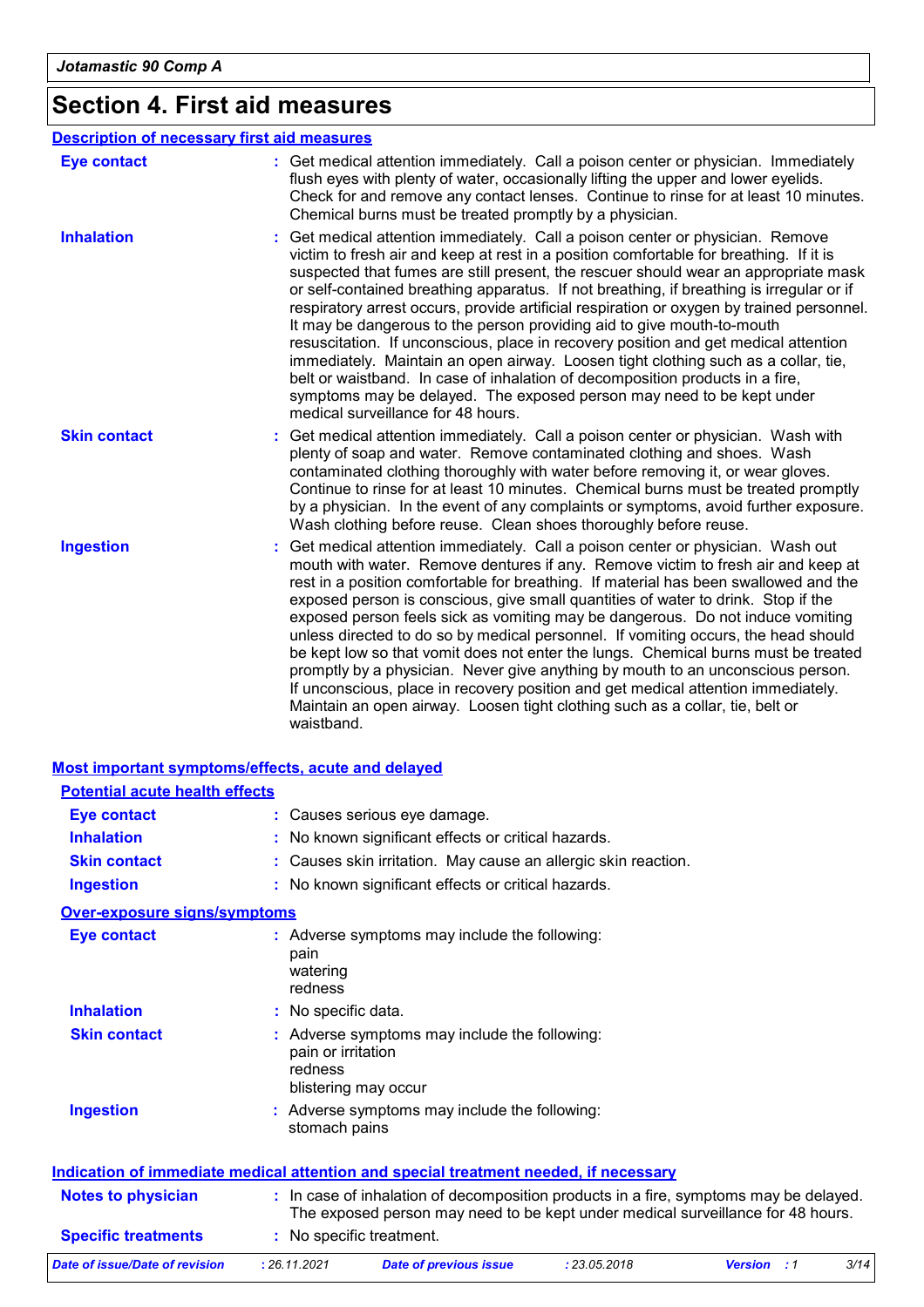# Section 4. First aid measures

## Description of necessary first aid measures

| | |
|---|---|
| **Eye contact** | : Get medical attention immediately. Call a poison center or physician. Immediately flush eyes with plenty of water, occasionally lifting the upper and lower eyelids. Check for and remove any contact lenses. Continue to rinse for at least 10 minutes. Chemical burns must be treated promptly by a physician. |
| **Inhalation** | : Get medical attention immediately. Call a poison center or physician. Remove victim to fresh air and keep at rest in a position comfortable for breathing. If it is suspected that fumes are still present, the rescuer should wear an appropriate mask or self-contained breathing apparatus. If not breathing, if breathing is irregular or if respiratory arrest occurs, provide artificial respiration or oxygen by trained personnel. It may be dangerous to the person providing aid to give mouth-to-mouth resuscitation. If unconscious, place in recovery position and get medical attention immediately. Maintain an open airway. Loosen tight clothing such as a collar, tie, belt or waistband. In case of inhalation of decomposition products in a fire, symptoms may be delayed. The exposed person may need to be kept under medical surveillance for 48 hours. |
| **Skin contact** | : Get medical attention immediately. Call a poison center or physician. Wash with plenty of soap and water. Remove contaminated clothing and shoes. Wash contaminated clothing thoroughly with water before removing it, or wear gloves. Continue to rinse for at least 10 minutes. Chemical burns must be treated promptly by a physician. In the event of any complaints or symptoms, avoid further exposure. Wash clothing before reuse. Clean shoes thoroughly before reuse. |
| **Ingestion** | : Get medical attention immediately. Call a poison center or physician. Wash out mouth with water. Remove dentures if any. Remove victim to fresh air and keep at rest in a position comfortable for breathing. If material has been swallowed and the exposed person is conscious, give small quantities of water to drink. Stop if the exposed person feels sick as vomiting may be dangerous. Do not induce vomiting unless directed to do so by medical personnel. If vomiting occurs, the head should be kept low so that vomit does not enter the lungs. Chemical burns must be treated promptly by a physician. Never give anything by mouth to an unconscious person. If unconscious, place in recovery position and get medical attention immediately. Maintain an open airway. Loosen tight clothing such as a collar, tie, belt or waistband. |

## Most important symptoms/effects, acute and delayed

### Potential acute health effects

| | |
|---|---|
| **Eye contact** | : Causes serious eye damage. |
| **Inhalation** | : No known significant effects or critical hazards. |
| **Skin contact** | : Causes skin irritation. May cause an allergic skin reaction. |
| **Ingestion** | : No known significant effects or critical hazards. |

### Over-exposure signs/symptoms

| | |
|---|---|
| **Eye contact** | : Adverse symptoms may include the following: pain watering redness |
| **Inhalation** | : No specific data. |
| **Skin contact** | : Adverse symptoms may include the following: pain or irritation redness blistering may occur |
| **Ingestion** | : Adverse symptoms may include the following: stomach pains |

## Indication of immediate medical attention and special treatment needed, if necessary

| | |
|---|---|
| **Notes to physician** | : In case of inhalation of decomposition products in a fire, symptoms may be delayed. The exposed person may need to be kept under medical surveillance for 48 hours. |
| **Specific treatments** | : No specific treatment. |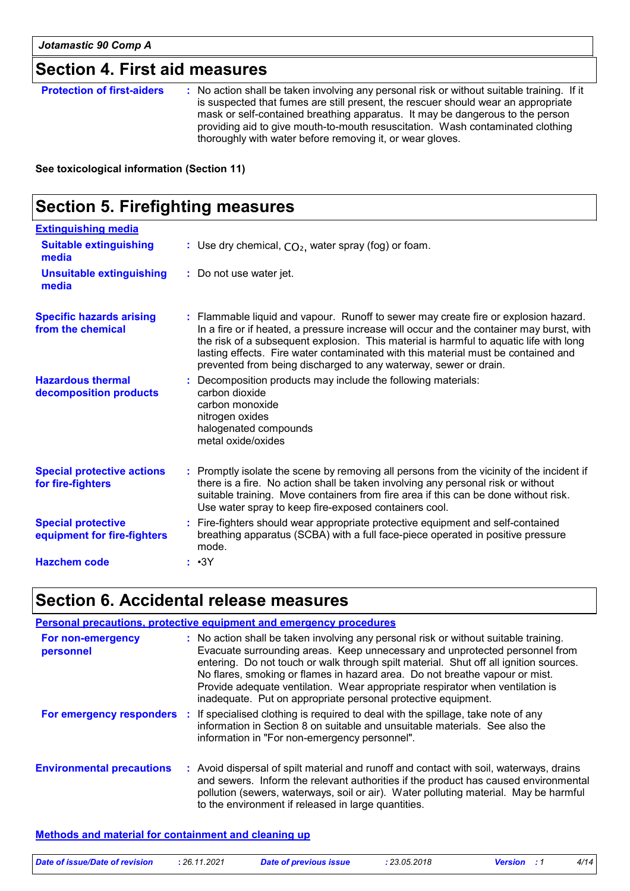## Section 4. First aid measures

**Protection of first-aiders** : No action shall be taken involving any personal risk or without suitable training. If it is suspected that fumes are still present, the rescuer should wear an appropriate mask or self-contained breathing apparatus. It may be dangerous to the person providing aid to give mouth-to-mouth resuscitation. Wash contaminated clothing thoroughly with water before removing it, or wear gloves.

**See toxicological information (Section 11)**

## Section 5. Firefighting measures

**Extinguishing media**

**Suitable extinguishing media** : Use dry chemical, $CO_2$, water spray (fog) or foam.

**Unsuitable extinguishing media** : Do not use water jet.

**Specific hazards arising from the chemical** : Flammable liquid and vapour. Runoff to sewer may create fire or explosion hazard. In a fire or if heated, a pressure increase will occur and the container may burst, with the risk of a subsequent explosion. This material is harmful to aquatic life with long lasting effects. Fire water contaminated with this material must be contained and prevented from being discharged to any waterway, sewer or drain.

**Hazardous thermal decomposition products** : Decomposition products may include the following materials:
carbon dioxide
carbon monoxide
nitrogen oxides
halogenated compounds
metal oxide/oxides

**Special protective actions for fire-fighters** : Promptly isolate the scene by removing all persons from the vicinity of the incident if there is a fire. No action shall be taken involving any personal risk or without suitable training. Move containers from fire area if this can be done without risk. Use water spray to keep fire-exposed containers cool.

**Special protective equipment for fire-fighters** : Fire-fighters should wear appropriate protective equipment and self-contained breathing apparatus (SCBA) with a full face-piece operated in positive pressure mode.

**Hazchem code** : •3Y

## Section 6. Accidental release measures

**Personal precautions, protective equipment and emergency procedures**

**For non-emergency personnel** : No action shall be taken involving any personal risk or without suitable training. Evacuate surrounding areas. Keep unnecessary and unprotected personnel from entering. Do not touch or walk through spilt material. Shut off all ignition sources. No flares, smoking or flames in hazard area. Do not breathe vapour or mist. Provide adequate ventilation. Wear appropriate respirator when ventilation is inadequate. Put on appropriate personal protective equipment.

**For emergency responders** : If specialised clothing is required to deal with the spillage, take note of any information in Section 8 on suitable and unsuitable materials. See also the information in "For non-emergency personnel".

**Environmental precautions** : Avoid dispersal of spilt material and runoff and contact with soil, waterways, drains and sewers. Inform the relevant authorities if the product has caused environmental pollution (sewers, waterways, soil or air). Water polluting material. May be harmful to the environment if released in large quantities.

**Methods and material for containment and cleaning up**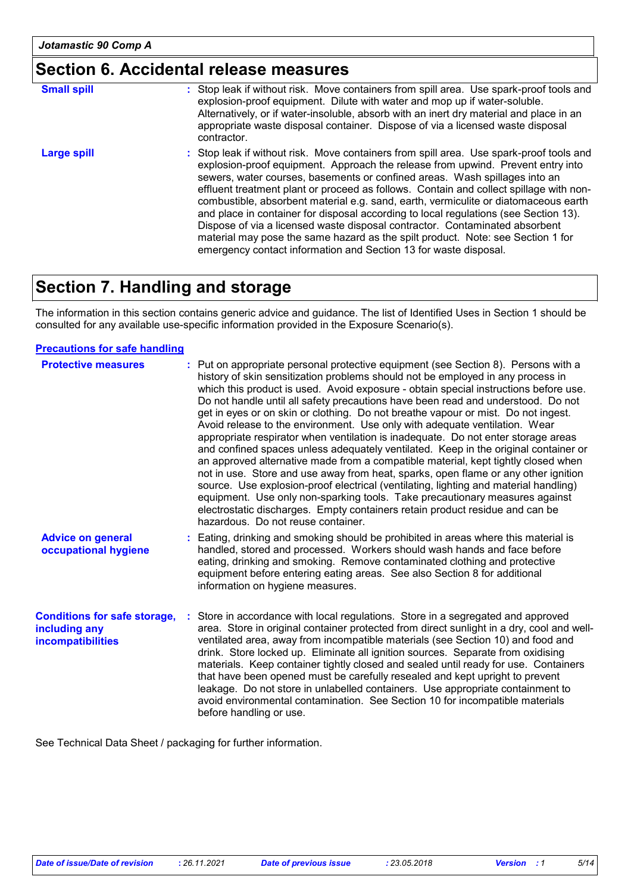## Section 6. Accidental release measures

**Small spill** : Stop leak if without risk. Move containers from spill area. Use spark-proof tools and explosion-proof equipment. Dilute with water and mop up if water-soluble. Alternatively, or if water-insoluble, absorb with an inert dry material and place in an appropriate waste disposal container. Dispose of via a licensed waste disposal contractor.

**Large spill** : Stop leak if without risk. Move containers from spill area. Use spark-proof tools and explosion-proof equipment. Approach the release from upwind. Prevent entry into sewers, water courses, basements or confined areas. Wash spillages into an effluent treatment plant or proceed as follows. Contain and collect spillage with non-combustible, absorbent material e.g. sand, earth, vermiculite or diatomaceous earth and place in container for disposal according to local regulations (see Section 13). Dispose of via a licensed waste disposal contractor. Contaminated absorbent material may pose the same hazard as the spilt product. Note: see Section 1 for emergency contact information and Section 13 for waste disposal.

## Section 7. Handling and storage

The information in this section contains generic advice and guidance. The list of Identified Uses in Section 1 should be consulted for any available use-specific information provided in the Exposure Scenario(s).

### Precautions for safe handling

**Protective measures** : Put on appropriate personal protective equipment (see Section 8). Persons with a history of skin sensitization problems should not be employed in any process in which this product is used. Avoid exposure - obtain special instructions before use. Do not handle until all safety precautions have been read and understood. Do not get in eyes or on skin or clothing. Do not breathe vapour or mist. Do not ingest. Avoid release to the environment. Use only with adequate ventilation. Wear appropriate respirator when ventilation is inadequate. Do not enter storage areas and confined spaces unless adequately ventilated. Keep in the original container or an approved alternative made from a compatible material, kept tightly closed when not in use. Store and use away from heat, sparks, open flame or any other ignition source. Use explosion-proof electrical (ventilating, lighting and material handling) equipment. Use only non-sparking tools. Take precautionary measures against electrostatic discharges. Empty containers retain product residue and can be hazardous. Do not reuse container.

**Advice on general occupational hygiene** : Eating, drinking and smoking should be prohibited in areas where this material is handled, stored and processed. Workers should wash hands and face before eating, drinking and smoking. Remove contaminated clothing and protective equipment before entering eating areas. See also Section 8 for additional information on hygiene measures.

**Conditions for safe storage, including any incompatibilities** : Store in accordance with local regulations. Store in a segregated and approved area. Store in original container protected from direct sunlight in a dry, cool and well-ventilated area, away from incompatible materials (see Section 10) and food and drink. Store locked up. Eliminate all ignition sources. Separate from oxidising materials. Keep container tightly closed and sealed until ready for use. Containers that have been opened must be carefully resealed and kept upright to prevent leakage. Do not store in unlabelled containers. Use appropriate containment to avoid environmental contamination. See Section 10 for incompatible materials before handling or use.

See Technical Data Sheet / packaging for further information.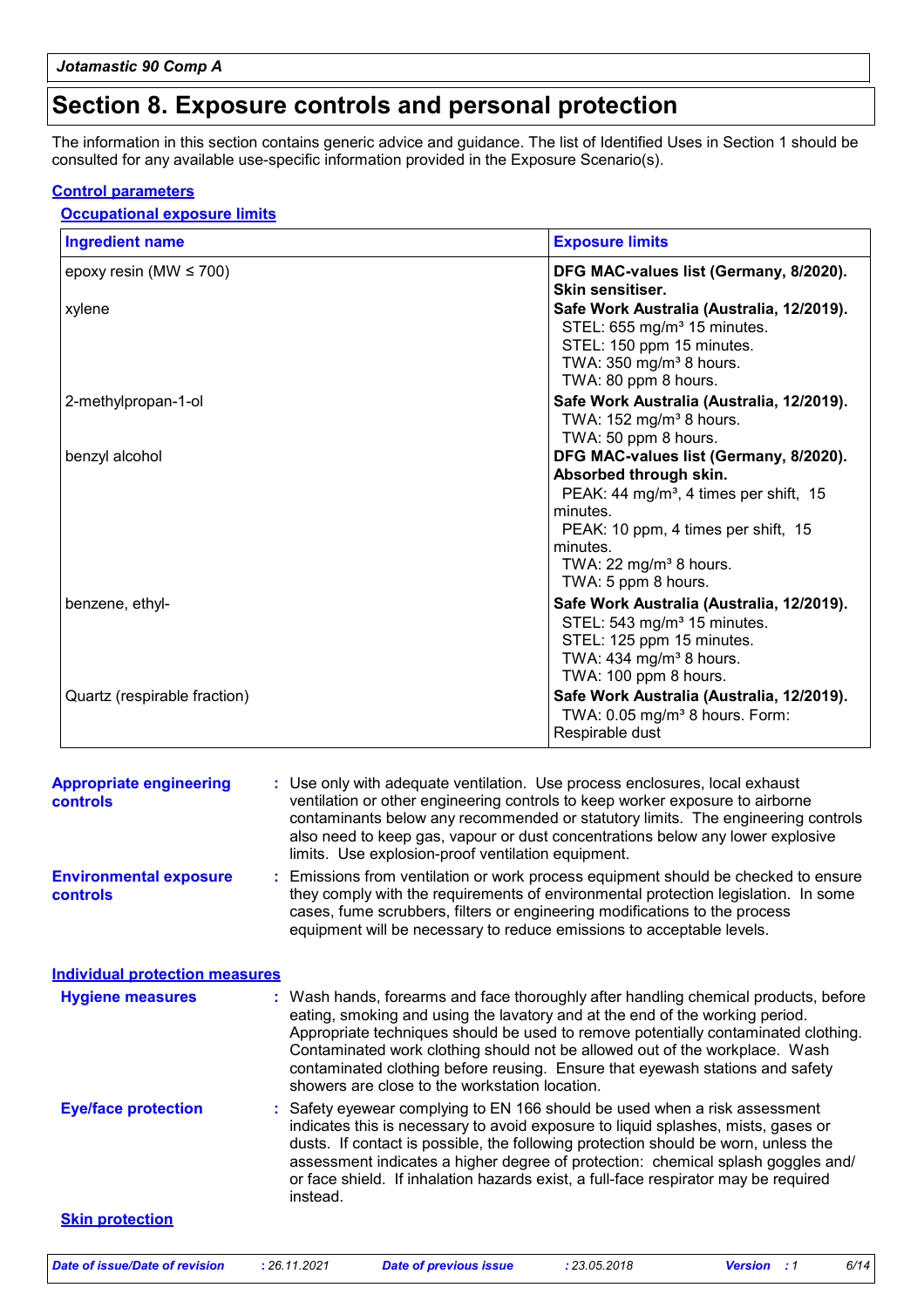# Section 8. Exposure controls and personal protection

The information in this section contains generic advice and guidance. The list of Identified Uses in Section 1 should be consulted for any available use-specific information provided in the Exposure Scenario(s).

## Control parameters

### Occupational exposure limits

| Ingredient name | Exposure limits |
| --- | --- |
| epoxy resin (MW ≤ 700) | **DFG MAC-values list (Germany, 8/2020). Skin sensitiser.** |
| xylene | **Safe Work Australia (Australia, 12/2019).**<br>STEL: 655 mg/m³ 15 minutes.<br>STEL: 150 ppm 15 minutes.<br>TWA: 350 mg/m³ 8 hours.<br>TWA: 80 ppm 8 hours. |
| 2-methylpropan-1-ol | **Safe Work Australia (Australia, 12/2019).**<br>TWA: 152 mg/m³ 8 hours.<br>TWA: 50 ppm 8 hours. |
| benzyl alcohol | **DFG MAC-values list (Germany, 8/2020). Absorbed through skin.**<br>PEAK: 44 mg/m³, 4 times per shift, 15 minutes.<br>PEAK: 10 ppm, 4 times per shift, 15 minutes.<br>TWA: 22 mg/m³ 8 hours.<br>TWA: 5 ppm 8 hours. |
| benzene, ethyl- | **Safe Work Australia (Australia, 12/2019).**<br>STEL: 543 mg/m³ 15 minutes.<br>STEL: 125 ppm 15 minutes.<br>TWA: 434 mg/m³ 8 hours.<br>TWA: 100 ppm 8 hours. |
| Quartz (respirable fraction) | **Safe Work Australia (Australia, 12/2019).**<br>TWA: 0.05 mg/m³ 8 hours. Form: Respirable dust |

**Appropriate engineering controls** : Use only with adequate ventilation. Use process enclosures, local exhaust ventilation or other engineering controls to keep worker exposure to airborne contaminants below any recommended or statutory limits. The engineering controls also need to keep gas, vapour or dust concentrations below any lower explosive limits. Use explosion-proof ventilation equipment.

**Environmental exposure controls** : Emissions from ventilation or work process equipment should be checked to ensure they comply with the requirements of environmental protection legislation. In some cases, fume scrubbers, filters or engineering modifications to the process equipment will be necessary to reduce emissions to acceptable levels.

## Individual protection measures

**Hygiene measures** : Wash hands, forearms and face thoroughly after handling chemical products, before eating, smoking and using the lavatory and at the end of the working period. Appropriate techniques should be used to remove potentially contaminated clothing. Contaminated work clothing should not be allowed out of the workplace. Wash contaminated clothing before reusing. Ensure that eyewash stations and safety showers are close to the workstation location.

**Eye/face protection** : Safety eyewear complying to EN 166 should be used when a risk assessment indicates this is necessary to avoid exposure to liquid splashes, mists, gases or dusts. If contact is possible, the following protection should be worn, unless the assessment indicates a higher degree of protection: chemical splash goggles and/or face shield. If inhalation hazards exist, a full-face respirator may be required instead.

### Skin protection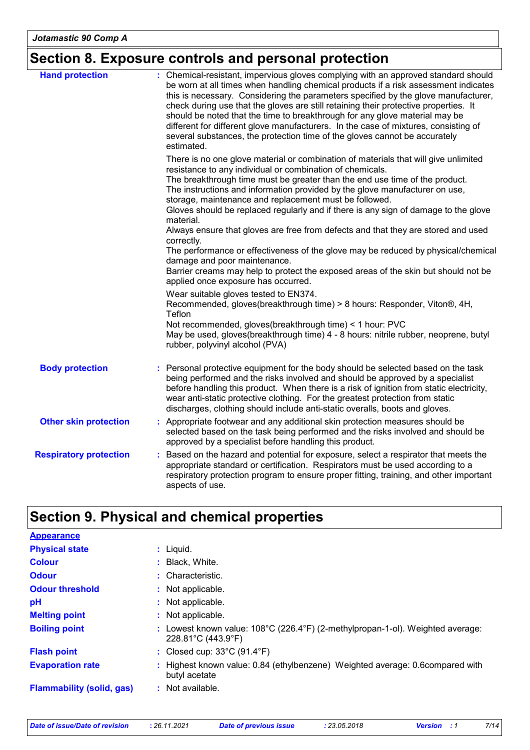## Section 8. Exposure controls and personal protection

| | |
|---|---|
| **Hand protection** | : Chemical-resistant, impervious gloves complying with an approved standard should be worn at all times when handling chemical products if a risk assessment indicates this is necessary. Considering the parameters specified by the glove manufacturer, check during use that the gloves are still retaining their protective properties. It should be noted that the time to breakthrough for any glove material may be different for different glove manufacturers. In the case of mixtures, consisting of several substances, the protection time of the gloves cannot be accurately estimated.<br><br>There is no one glove material or combination of materials that will give unlimited resistance to any individual or combination of chemicals.<br>The breakthrough time must be greater than the end use time of the product.<br>The instructions and information provided by the glove manufacturer on use, storage, maintenance and replacement must be followed.<br>Gloves should be replaced regularly and if there is any sign of damage to the glove material.<br>Always ensure that gloves are free from defects and that they are stored and used correctly.<br>The performance or effectiveness of the glove may be reduced by physical/chemical damage and poor maintenance.<br>Barrier creams may help to protect the exposed areas of the skin but should not be applied once exposure has occurred.<br><br>Wear suitable gloves tested to EN374.<br>Recommended, gloves(breakthrough time) > 8 hours: Responder, Viton®, 4H, Teflon<br>Not recommended, gloves(breakthrough time) < 1 hour: PVC<br>May be used, gloves(breakthrough time) 4 - 8 hours: nitrile rubber, neoprene, butyl rubber, polyvinyl alcohol (PVA) |
| **Body protection** | : Personal protective equipment for the body should be selected based on the task being performed and the risks involved and should be approved by a specialist before handling this product. When there is a risk of ignition from static electricity, wear anti-static protective clothing. For the greatest protection from static discharges, clothing should include anti-static overalls, boots and gloves. |
| **Other skin protection** | : Appropriate footwear and any additional skin protection measures should be selected based on the task being performed and the risks involved and should be approved by a specialist before handling this product. |
| **Respiratory protection** | : Based on the hazard and potential for exposure, select a respirator that meets the appropriate standard or certification. Respirators must be used according to a respiratory protection program to ensure proper fitting, training, and other important aspects of use. |

## Section 9. Physical and chemical properties

**Appearance**

| | |
|---|---|
| **Physical state** | : Liquid. |
| **Colour** | : Black, White. |
| **Odour** | : Characteristic. |
| **Odour threshold** | : Not applicable. |
| **pH** | : Not applicable. |
| **Melting point** | : Not applicable. |
| **Boiling point** | : Lowest known value: 108°C (226.4°F) (2-methylpropan-1-ol). Weighted average: 228.81°C (443.9°F) |
| **Flash point** | : Closed cup: 33°C (91.4°F) |
| **Evaporation rate** | : Highest known value: 0.84 (ethylbenzene) Weighted average: 0.6compared with butyl acetate |
| **Flammability (solid, gas)** | : Not available. |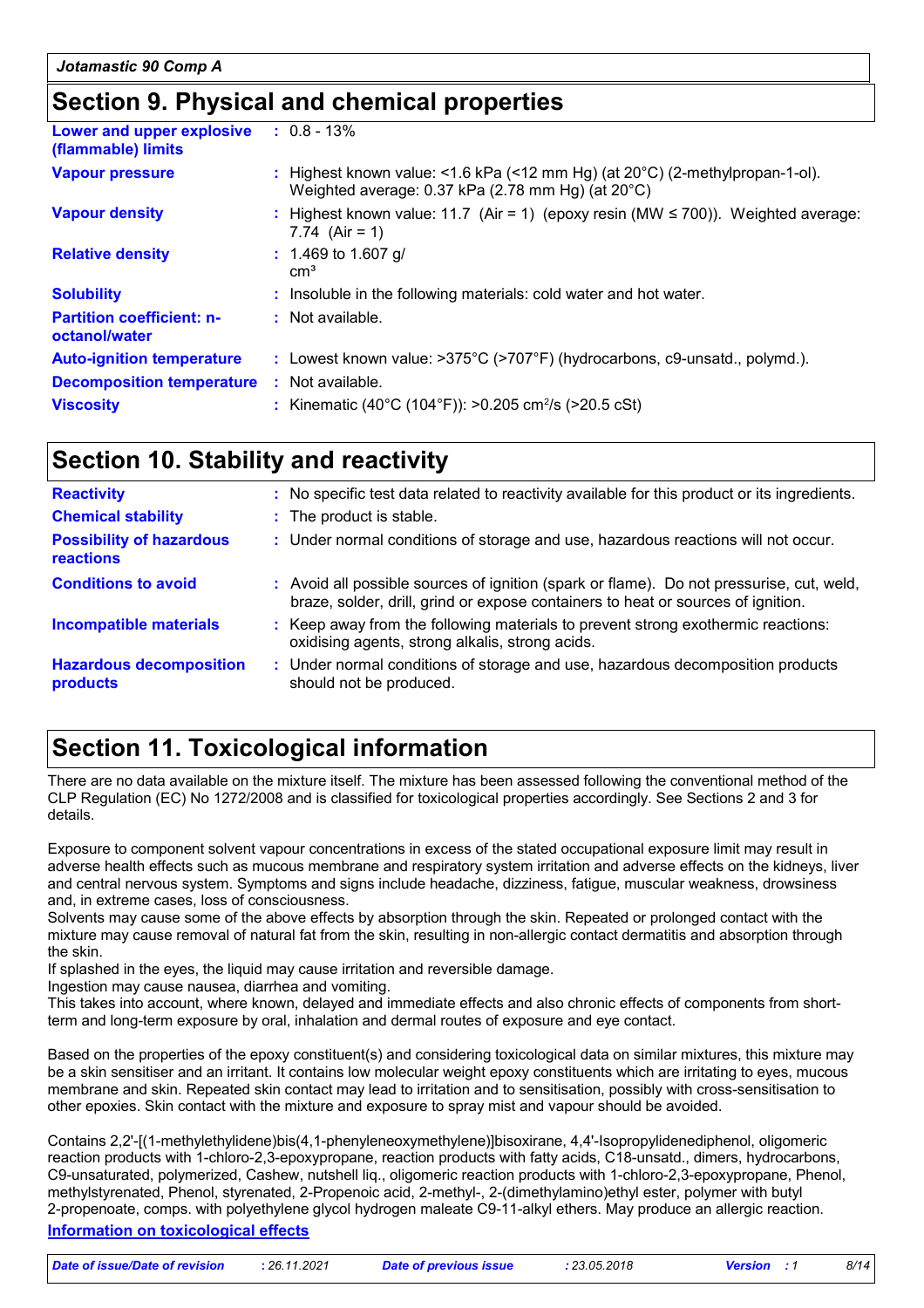## Section 9. Physical and chemical properties

| | |
|---|---|
| **Lower and upper explosive (flammable) limits** | : 0.8 - 13% |
| **Vapour pressure** | : Highest known value: <1.6 kPa (<12 mm Hg) (at 20°C) (2-methylpropan-1-ol). Weighted average: 0.37 kPa (2.78 mm Hg) (at 20°C) |
| **Vapour density** | : Highest known value: 11.7 (Air = 1) (epoxy resin (MW ≤ 700)). Weighted average: 7.74 (Air = 1) |
| **Relative density** | : 1.469 to 1.607 g/cm³ |
| **Solubility** | : Insoluble in the following materials: cold water and hot water. |
| **Partition coefficient: n-octanol/water** | : Not available. |
| **Auto-ignition temperature** | : Lowest known value: >375°C (>707°F) (hydrocarbons, c9-unsatd., polymd.). |
| **Decomposition temperature** | : Not available. |
| **Viscosity** | : Kinematic (40°C (104°F)): >0.205 cm²/s (>20.5 cSt) |

## Section 10. Stability and reactivity

| | |
|---|---|
| **Reactivity** | : No specific test data related to reactivity available for this product or its ingredients. |
| **Chemical stability** | : The product is stable. |
| **Possibility of hazardous reactions** | : Under normal conditions of storage and use, hazardous reactions will not occur. |
| **Conditions to avoid** | : Avoid all possible sources of ignition (spark or flame). Do not pressurise, cut, weld, braze, solder, drill, grind or expose containers to heat or sources of ignition. |
| **Incompatible materials** | : Keep away from the following materials to prevent strong exothermic reactions: oxidising agents, strong alkalis, strong acids. |
| **Hazardous decomposition products** | : Under normal conditions of storage and use, hazardous decomposition products should not be produced. |

## Section 11. Toxicological information

There are no data available on the mixture itself. The mixture has been assessed following the conventional method of the CLP Regulation (EC) No 1272/2008 and is classified for toxicological properties accordingly. See Sections 2 and 3 for details.

Exposure to component solvent vapour concentrations in excess of the stated occupational exposure limit may result in adverse health effects such as mucous membrane and respiratory system irritation and adverse effects on the kidneys, liver and central nervous system. Symptoms and signs include headache, dizziness, fatigue, muscular weakness, drowsiness and, in extreme cases, loss of consciousness.
Solvents may cause some of the above effects by absorption through the skin. Repeated or prolonged contact with the mixture may cause removal of natural fat from the skin, resulting in non-allergic contact dermatitis and absorption through the skin.
If splashed in the eyes, the liquid may cause irritation and reversible damage.
Ingestion may cause nausea, diarrhea and vomiting.
This takes into account, where known, delayed and immediate effects and also chronic effects of components from short-term and long-term exposure by oral, inhalation and dermal routes of exposure and eye contact.

Based on the properties of the epoxy constituent(s) and considering toxicological data on similar mixtures, this mixture may be a skin sensitiser and an irritant. It contains low molecular weight epoxy constituents which are irritating to eyes, mucous membrane and skin. Repeated skin contact may lead to irritation and to sensitisation, possibly with cross-sensitisation to other epoxies. Skin contact with the mixture and exposure to spray mist and vapour should be avoided.

Contains 2,2'-[(1-methylethylidene)bis(4,1-phenyleneoxymethylene)]bisoxirane, 4,4'-Isopropylidenediphenol, oligomeric reaction products with 1-chloro-2,3-epoxypropane, reaction products with fatty acids, C18-unsatd., dimers, hydrocarbons, C9-unsaturated, polymerized, Cashew, nutshell liq., oligomeric reaction products with 1-chloro-2,3-epoxypropane, Phenol, methylstyrenated, Phenol, styrenated, 2-Propenoic acid, 2-methyl-, 2-(dimethylamino)ethyl ester, polymer with butyl 2-propenoate, comps. with polyethylene glycol hydrogen maleate C9-11-alkyl ethers. May produce an allergic reaction.

**Information on toxicological effects**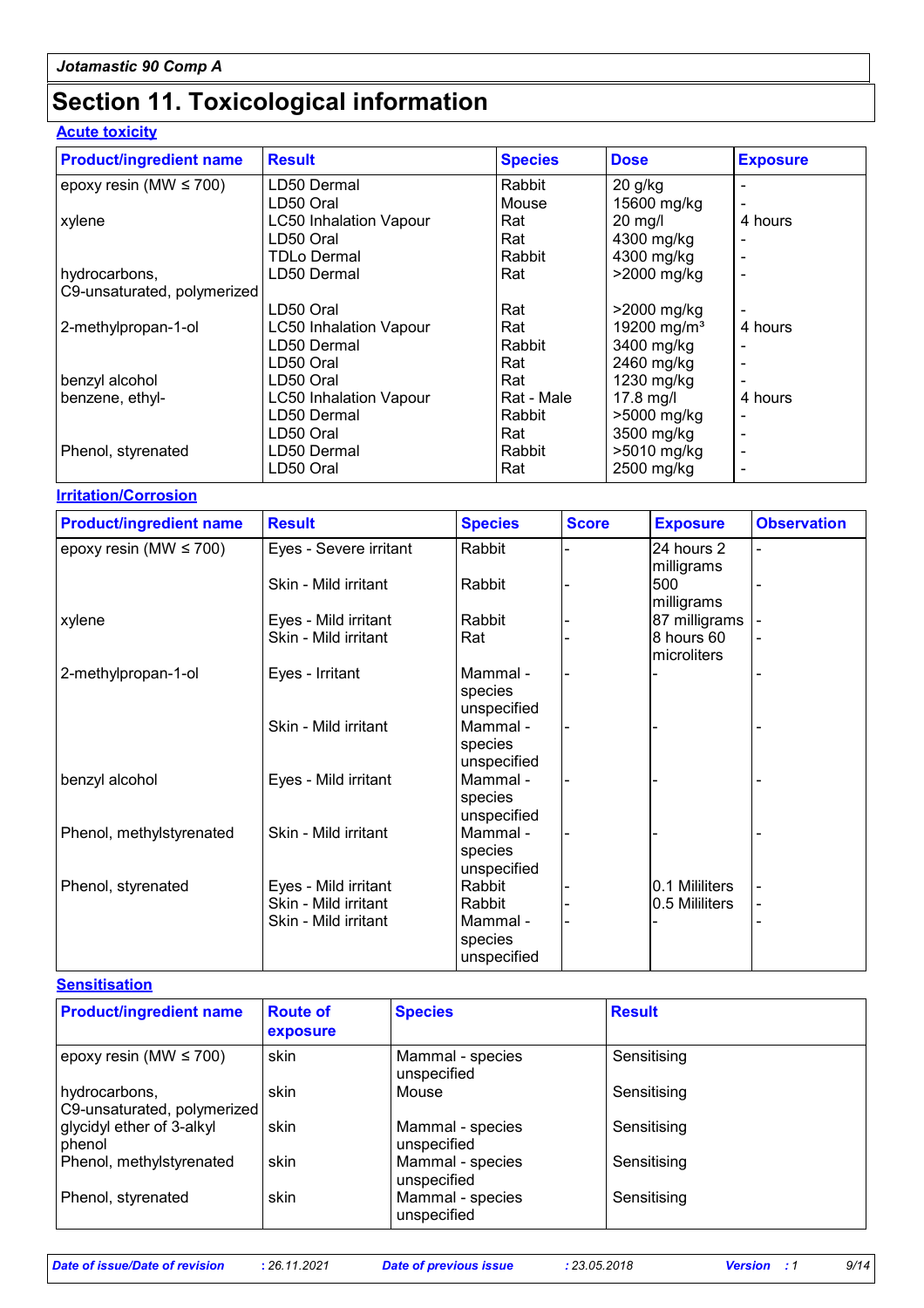**Jotamastic 90 Comp A**

# Section 11. Toxicological information

### Acute toxicity

| Product/ingredient name | Result | Species | Dose | Exposure |
|---|---|---|---|---|
| epoxy resin (MW ≤ 700) | LD50 Dermal | Rabbit | 20 g/kg | - |
| | LD50 Oral | Mouse | 15600 mg/kg | - |
| xylene | LC50 Inhalation Vapour | Rat | 20 mg/l | 4 hours |
| | LD50 Oral | Rat | 4300 mg/kg | - |
| | TDLo Dermal | Rabbit | 4300 mg/kg | - |
| hydrocarbons, C9-unsaturated, polymerized | LD50 Dermal | Rat | >2000 mg/kg | - |
| | LD50 Oral | Rat | >2000 mg/kg | - |
| 2-methylpropan-1-ol | LC50 Inhalation Vapour | Rat | 19200 mg/m³ | 4 hours |
| | LD50 Dermal | Rabbit | 3400 mg/kg | - |
| | LD50 Oral | Rat | 2460 mg/kg | - |
| benzyl alcohol | LD50 Oral | Rat | 1230 mg/kg | - |
| benzene, ethyl- | LC50 Inhalation Vapour | Rat - Male | 17.8 mg/l | 4 hours |
| | LD50 Dermal | Rabbit | >5000 mg/kg | - |
| | LD50 Oral | Rat | 3500 mg/kg | - |
| Phenol, styrenated | LD50 Dermal | Rabbit | >5010 mg/kg | - |
| | LD50 Oral | Rat | 2500 mg/kg | - |

### Irritation/Corrosion

| Product/ingredient name | Result | Species | Score | Exposure | Observation |
|---|---|---|---|---|---|
| epoxy resin (MW ≤ 700) | Eyes - Severe irritant | Rabbit | - | 24 hours 2 milligrams | - |
| | Skin - Mild irritant | Rabbit | - | 500 milligrams | - |
| xylene | Eyes - Mild irritant | Rabbit | - | 87 milligrams | - |
| | Skin - Mild irritant | Rat | - | 8 hours 60 microliters | - |
| 2-methylpropan-1-ol | Eyes - Irritant | Mammal - species unspecified | - | - | - |
| | Skin - Mild irritant | Mammal - species unspecified | - | - | - |
| benzyl alcohol | Eyes - Mild irritant | Mammal - species unspecified | - | - | - |
| Phenol, methylstyrenated | Skin - Mild irritant | Mammal - species unspecified | - | - | - |
| Phenol, styrenated | Eyes - Mild irritant | Rabbit | - | 0.1 Mililiters | - |
| | Skin - Mild irritant | Rabbit | - | 0.5 Mililiters | - |
| | Skin - Mild irritant | Mammal - species unspecified | - | - | - |

### Sensitisation

| Product/ingredient name | Route of exposure | Species | Result |
|---|---|---|---|
| epoxy resin (MW ≤ 700) | skin | Mammal - species unspecified | Sensitising |
| hydrocarbons, C9-unsaturated, polymerized | skin | Mouse | Sensitising |
| glycidyl ether of 3-alkyl phenol | skin | Mammal - species unspecified | Sensitising |
| Phenol, methylstyrenated | skin | Mammal - species unspecified | Sensitising |
| Phenol, styrenated | skin | Mammal - species unspecified | Sensitising |

*Date of issue/Date of revision* : 26.11.2021 *Date of previous issue* : 23.05.2018 *Version* : 1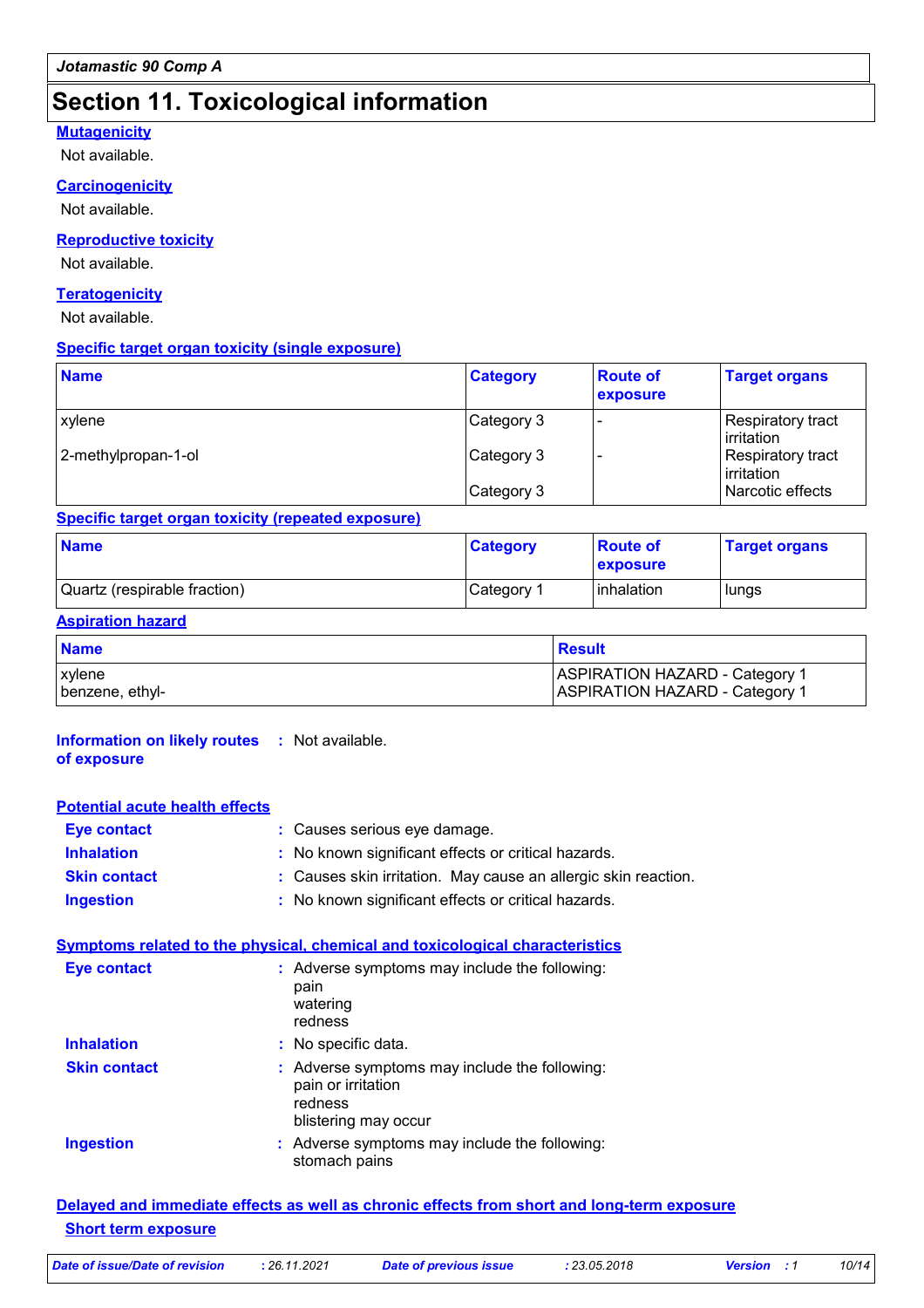# Section 11. Toxicological information

**Mutagenicity**

Not available.

**Carcinogenicity**

Not available.

**Reproductive toxicity**

Not available.

**Teratogenicity**

Not available.

**Specific target organ toxicity (single exposure)**

| Name | Category | Route of exposure | Target organs |
| --- | --- | --- | --- |
| xylene | Category 3 | - | Respiratory tract irritation |
| 2-methylpropan-1-ol | Category 3 | - | Respiratory tract irritation |
| | Category 3 | | Narcotic effects |

**Specific target organ toxicity (repeated exposure)**

| Name | Category | Route of exposure | Target organs |
| --- | --- | --- | --- |
| Quartz (respirable fraction) | Category 1 | inhalation | lungs |

**Aspiration hazard**

| Name | Result |
| --- | --- |
| xylene | ASPIRATION HAZARD - Category 1 |
| benzene, ethyl- | ASPIRATION HAZARD - Category 1 |

**Information on likely routes of exposure** : Not available.

**Potential acute health effects**

- **Eye contact** : Causes serious eye damage.
- **Inhalation** : No known significant effects or critical hazards.
- **Skin contact** : Causes skin irritation. May cause an allergic skin reaction.
- **Ingestion** : No known significant effects or critical hazards.

**Symptoms related to the physical, chemical and toxicological characteristics**

- **Eye contact** : Adverse symptoms may include the following:
  pain
  watering
  redness
- **Inhalation** : No specific data.
- **Skin contact** : Adverse symptoms may include the following:
  pain or irritation
  redness
  blistering may occur
- **Ingestion** : Adverse symptoms may include the following:
  stomach pains

**Delayed and immediate effects as well as chronic effects from short and long-term exposure**

**Short term exposure**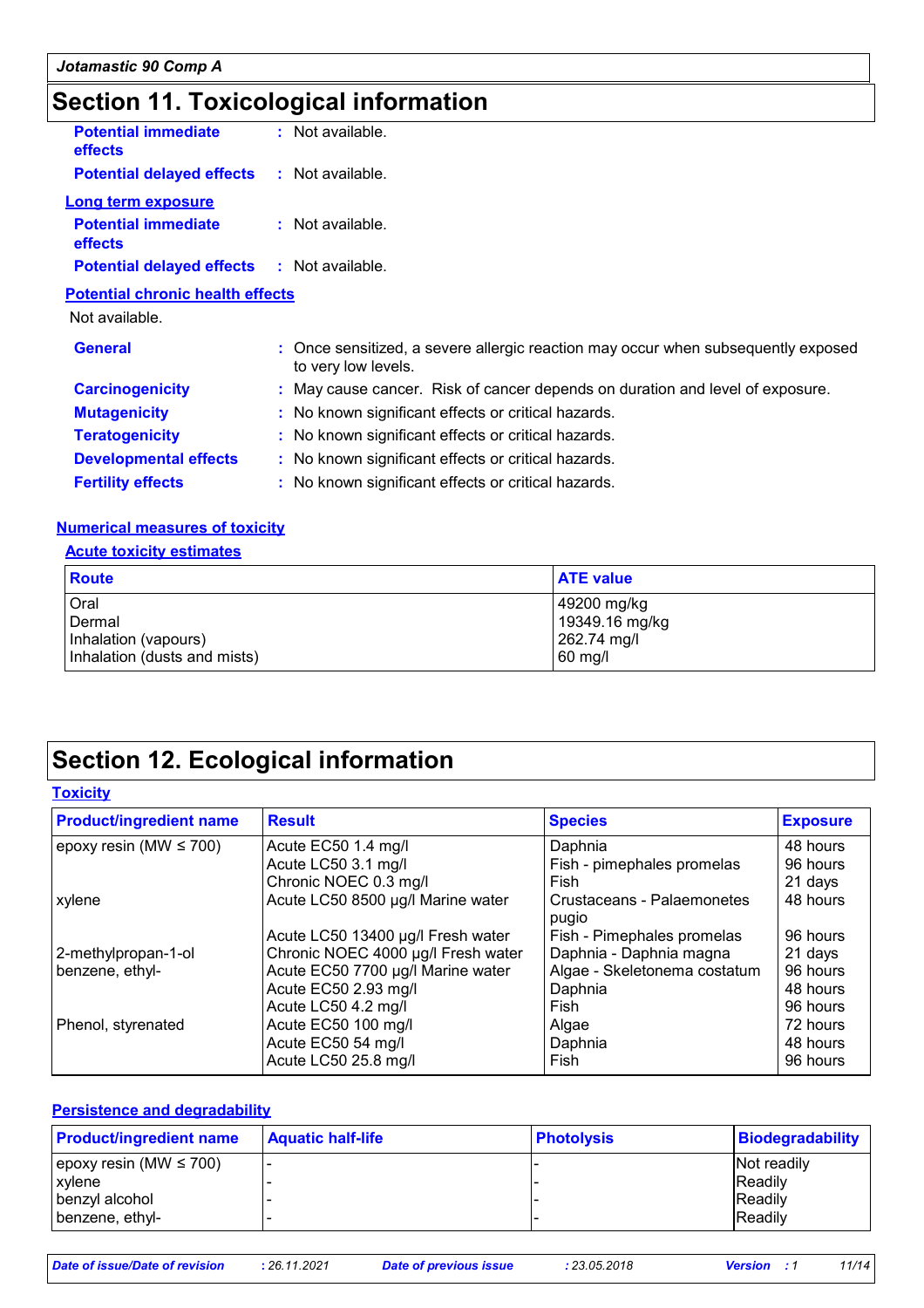# Section 11. Toxicological information

**Potential immediate effects** : Not available.

**Potential delayed effects** : Not available.

**Long term exposure**

**Potential immediate effects** : Not available.

**Potential delayed effects** : Not available.

**Potential chronic health effects**

Not available.

**General** : Once sensitized, a severe allergic reaction may occur when subsequently exposed to very low levels.

**Carcinogenicity** : May cause cancer. Risk of cancer depends on duration and level of exposure.

**Mutagenicity** : No known significant effects or critical hazards.

**Teratogenicity** : No known significant effects or critical hazards.

**Developmental effects** : No known significant effects or critical hazards.

**Fertility effects** : No known significant effects or critical hazards.

**Numerical measures of toxicity**

**Acute toxicity estimates**

| Route | ATE value |
|---|---|
| Oral | 49200 mg/kg |
| Dermal | 19349.16 mg/kg |
| Inhalation (vapours) | 262.74 mg/l |
| Inhalation (dusts and mists) | 60 mg/l |

# Section 12. Ecological information

**Toxicity**

| Product/ingredient name | Result | Species | Exposure |
|---|---|---|---|
| epoxy resin (MW ≤ 700) | Acute EC50 1.4 mg/l | Daphnia | 48 hours |
| | Acute LC50 3.1 mg/l | Fish - pimephales promelas | 96 hours |
| | Chronic NOEC 0.3 mg/l | Fish | 21 days |
| xylene | Acute LC50 8500 µg/l Marine water | Crustaceans - Palaemonetes pugio | 48 hours |
| | Acute LC50 13400 µg/l Fresh water | Fish - Pimephales promelas | 96 hours |
| 2-methylpropan-1-ol | Chronic NOEC 4000 µg/l Fresh water | Daphnia - Daphnia magna | 21 days |
| benzene, ethyl- | Acute EC50 7700 µg/l Marine water | Algae - Skeletonema costatum | 96 hours |
| | Acute EC50 2.93 mg/l | Daphnia | 48 hours |
| | Acute LC50 4.2 mg/l | Fish | 96 hours |
| Phenol, styrenated | Acute EC50 100 mg/l | Algae | 72 hours |
| | Acute EC50 54 mg/l | Daphnia | 48 hours |
| | Acute LC50 25.8 mg/l | Fish | 96 hours |

**Persistence and degradability**

| Product/ingredient name | Aquatic half-life | Photolysis | Biodegradability |
|---|---|---|---|
| epoxy resin (MW ≤ 700) | - | - | Not readily |
| xylene | - | - | Readily |
| benzyl alcohol | - | - | Readily |
| benzene, ethyl- | - | - | Readily |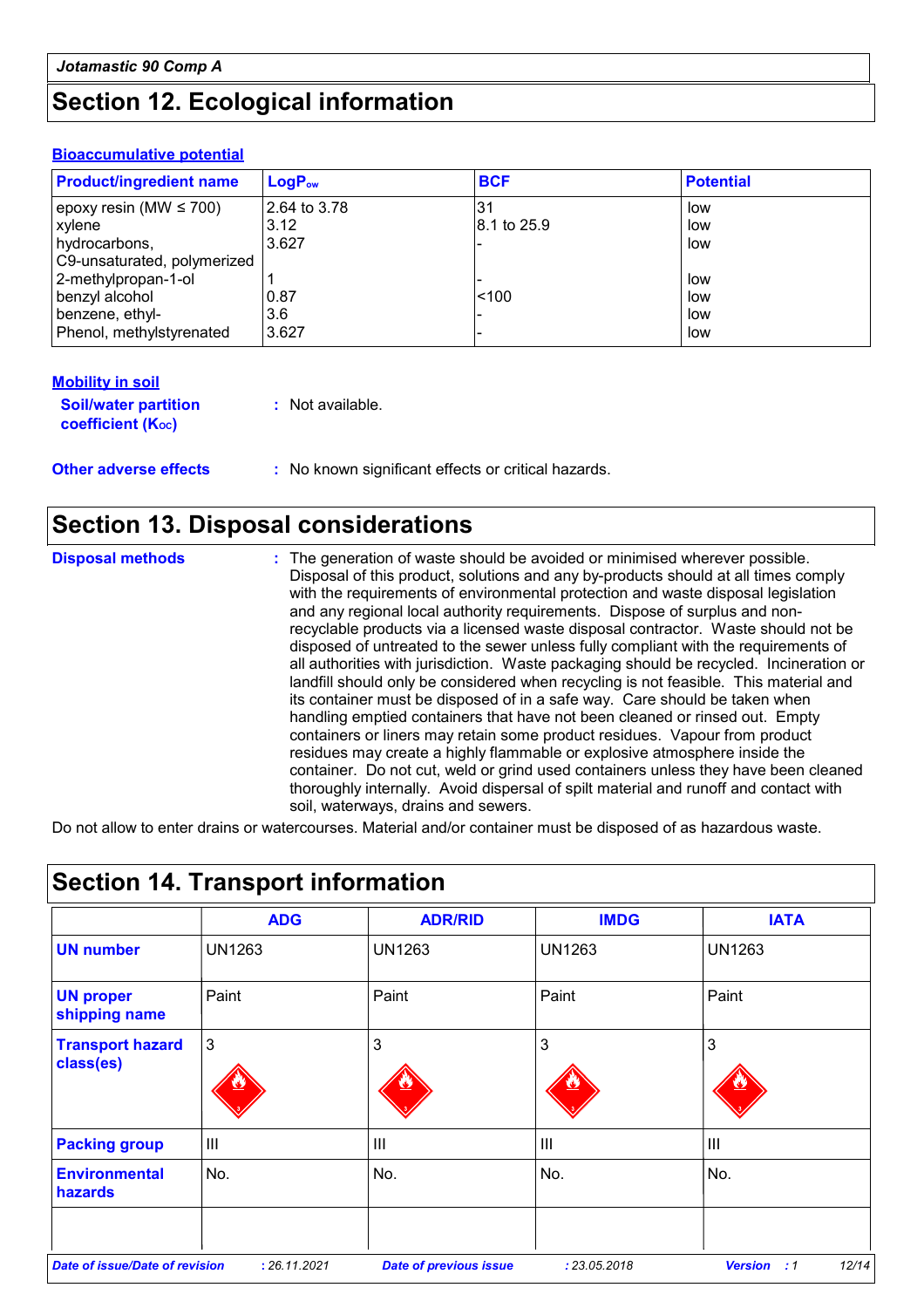## Section 12. Ecological information

### Bioaccumulative potential

| Product/ingredient name | $LogP_{ow}$ | BCF | Potential |
|---|---|---|---|
| epoxy resin (MW ≤ 700) | 2.64 to 3.78 | 31 | low |
| xylene | 3.12 | 8.1 to 25.9 | low |
| hydrocarbons, C9-unsaturated, polymerized | 3.627 | - | low |
| 2-methylpropan-1-ol | 1 | - | low |
| benzyl alcohol | 0.87 | <100 | low |
| benzene, ethyl- | 3.6 | - | low |
| Phenol, methylstyrenated | 3.627 | - | low |

### Mobility in soil

**Soil/water partition coefficient ($K_{OC}$)** : Not available.

**Other adverse effects** : No known significant effects or critical hazards.

## Section 13. Disposal considerations

**Disposal methods** : The generation of waste should be avoided or minimised wherever possible. Disposal of this product, solutions and any by-products should at all times comply with the requirements of environmental protection and waste disposal legislation and any regional local authority requirements. Dispose of surplus and non-recyclable products via a licensed waste disposal contractor. Waste should not be disposed of untreated to the sewer unless fully compliant with the requirements of all authorities with jurisdiction. Waste packaging should be recycled. Incineration or landfill should only be considered when recycling is not feasible. This material and its container must be disposed of in a safe way. Care should be taken when handling emptied containers that have not been cleaned or rinsed out. Empty containers or liners may retain some product residues. Vapour from product residues may create a highly flammable or explosive atmosphere inside the container. Do not cut, weld or grind used containers unless they have been cleaned thoroughly internally. Avoid dispersal of spilt material and runoff and contact with soil, waterways, drains and sewers.

Do not allow to enter drains or watercourses. Material and/or container must be disposed of as hazardous waste.

## Section 14. Transport information

| | ADG | ADR/RID | IMDG | IATA |
|---|---|---|---|---|
| **UN number** | UN1263 | UN1263 | UN1263 | UN1263 |
| **UN proper shipping name** | Paint | Paint | Paint | Paint |
| **Transport hazard class(es)** | 3 | 3 | 3 | 3 |
| **Packing group** | III | III | III | III |
| **Environmental hazards** | No. | No. | No. | No. |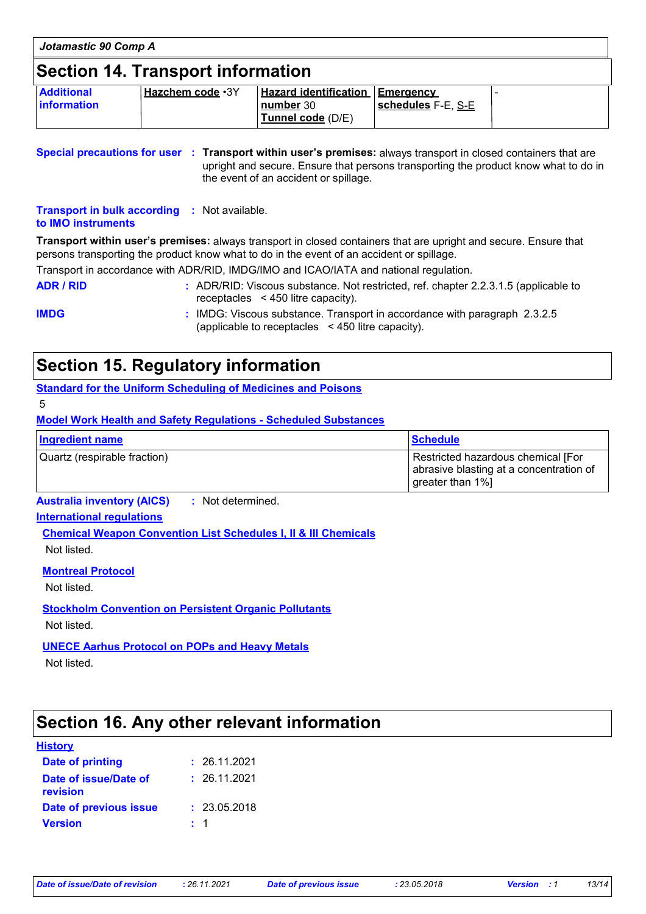## Section 14. Transport information

| Additional information | Hazchem code •3Y | Hazard identification number 30<br>Tunnel code (D/E) | Emergency schedules F-E, S-E | - |
|---|---|---|---|---|

**Special precautions for user** : **Transport within user's premises:** always transport in closed containers that are upright and secure. Ensure that persons transporting the product know what to do in the event of an accident or spillage.

**Transport in bulk according to IMO instruments** : Not available.

**Transport within user's premises:** always transport in closed containers that are upright and secure. Ensure that persons transporting the product know what to do in the event of an accident or spillage.

Transport in accordance with ADR/RID, IMDG/IMO and ICAO/IATA and national regulation.

**ADR / RID** : ADR/RID: Viscous substance. Not restricted, ref. chapter 2.2.3.1.5 (applicable to receptacles < 450 litre capacity).

**IMDG** : IMDG: Viscous substance. Transport in accordance with paragraph 2.3.2.5 (applicable to receptacles < 450 litre capacity).

## Section 15. Regulatory information

**Standard for the Uniform Scheduling of Medicines and Poisons**

5

**Model Work Health and Safety Regulations - Scheduled Substances**

| Ingredient name | Schedule |
|---|---|
| Quartz (respirable fraction) | Restricted hazardous chemical [For abrasive blasting at a concentration of greater than 1%] |

**Australia inventory (AICS)** : Not determined.

**International regulations**

**Chemical Weapon Convention List Schedules I, II & III Chemicals**

Not listed.

**Montreal Protocol**

Not listed.

**Stockholm Convention on Persistent Organic Pollutants**

Not listed.

**UNECE Aarhus Protocol on POPs and Heavy Metals**

Not listed.

## Section 16. Any other relevant information

**History**

**Date of printing** : 26.11.2021

**Date of issue/Date of revision** : 26.11.2021

**Date of previous issue** : 23.05.2018

**Version** : 1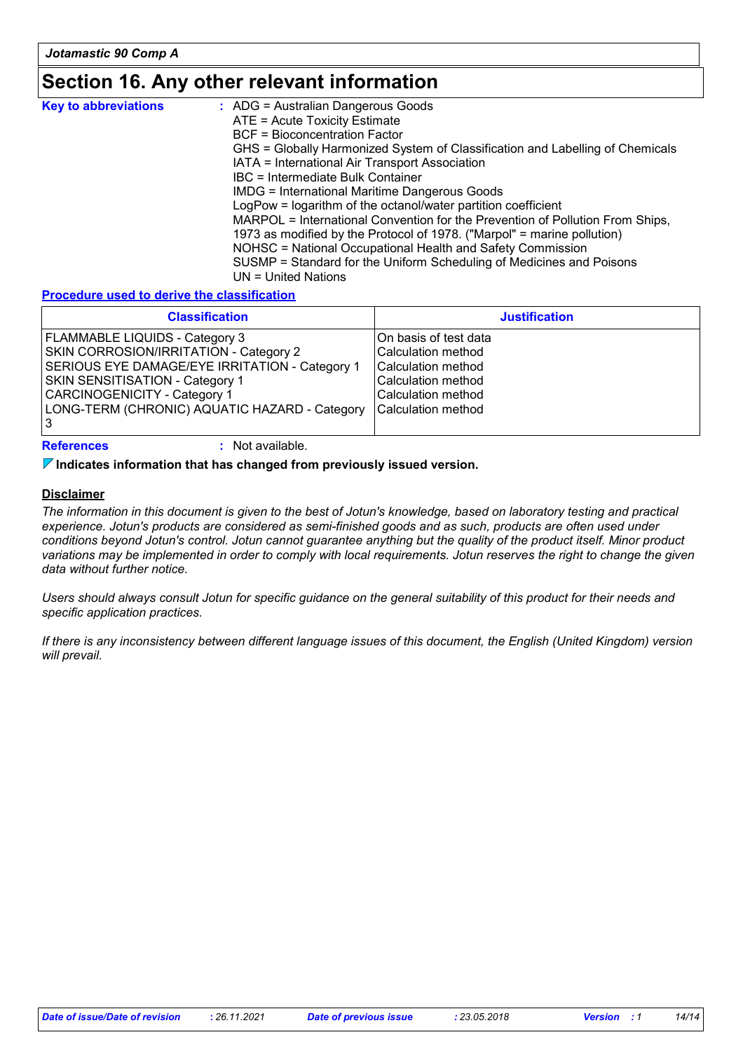## Section 16. Any other relevant information

**Key to abbreviations** : ADG = Australian Dangerous Goods
ATE = Acute Toxicity Estimate
BCF = Bioconcentration Factor
GHS = Globally Harmonized System of Classification and Labelling of Chemicals
IATA = International Air Transport Association
IBC = Intermediate Bulk Container
IMDG = International Maritime Dangerous Goods
LogPow = logarithm of the octanol/water partition coefficient
MARPOL = International Convention for the Prevention of Pollution From Ships, 1973 as modified by the Protocol of 1978. ("Marpol" = marine pollution)
NOHSC = National Occupational Health and Safety Commission
SUSMP = Standard for the Uniform Scheduling of Medicines and Poisons
UN = United Nations

**Procedure used to derive the classification**

| Classification | Justification |
|---|---|
| FLAMMABLE LIQUIDS - Category 3 | On basis of test data |
| SKIN CORROSION/IRRITATION - Category 2 | Calculation method |
| SERIOUS EYE DAMAGE/EYE IRRITATION - Category 1 | Calculation method |
| SKIN SENSITISATION - Category 1 | Calculation method |
| CARCINOGENICITY - Category 1 | Calculation method |
| LONG-TERM (CHRONIC) AQUATIC HAZARD - Category 3 | Calculation method |

**References** : Not available.

**Indicates information that has changed from previously issued version.**

**Disclaimer**

*The information in this document is given to the best of Jotun's knowledge, based on laboratory testing and practical experience. Jotun's products are considered as semi-finished goods and as such, products are often used under conditions beyond Jotun's control. Jotun cannot guarantee anything but the quality of the product itself. Minor product variations may be implemented in order to comply with local requirements. Jotun reserves the right to change the given data without further notice.*

*Users should always consult Jotun for specific guidance on the general suitability of this product for their needs and specific application practices.*

*If there is any inconsistency between different language issues of this document, the English (United Kingdom) version will prevail.*